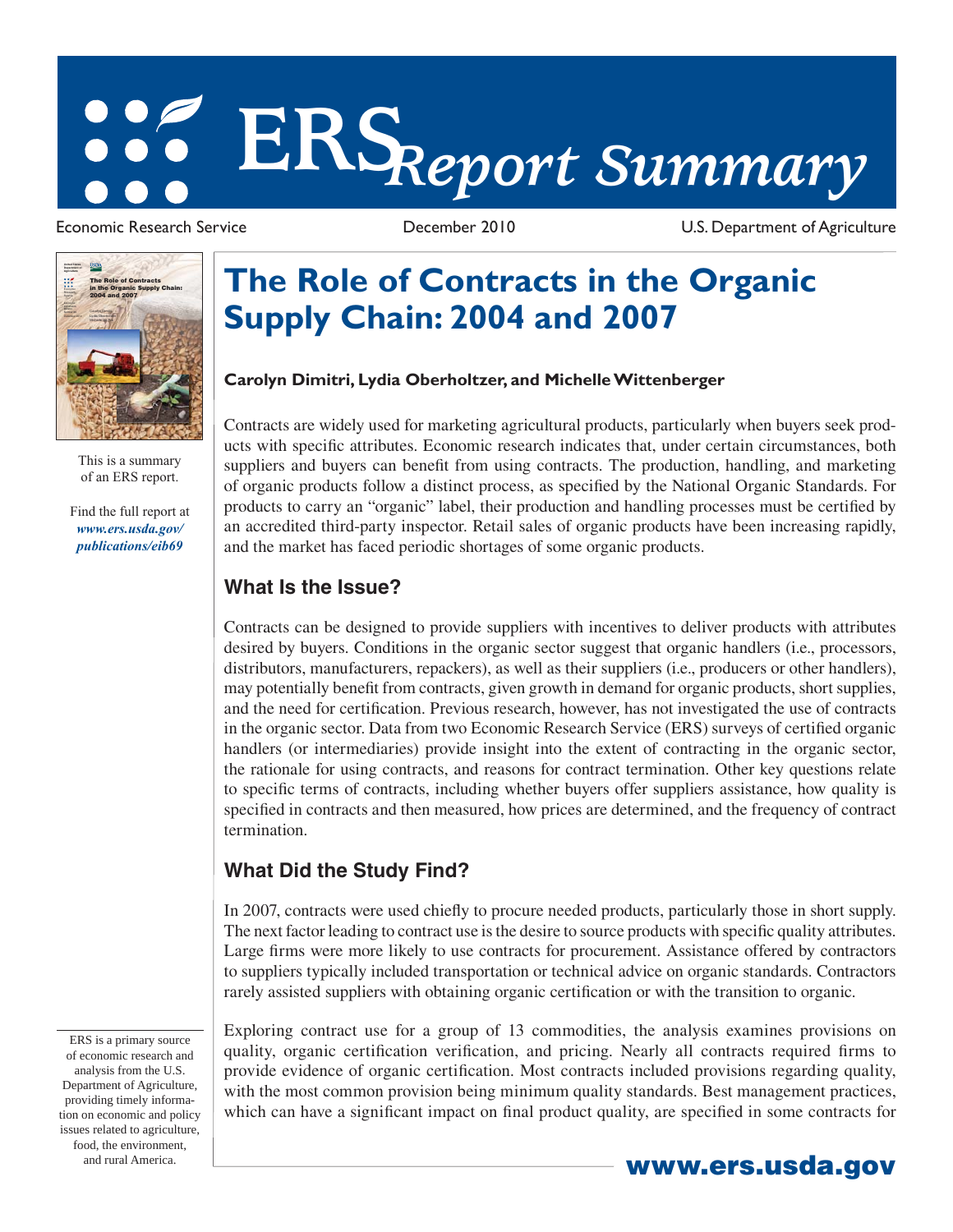# ERS Report Summary

Economic Research Service December 2010 U.S. Department of Agriculture

This is a summary of an ERS report.

Find the full report at *www.ers.usda.gov/publications/eib69*

# The Role of Contracts in the Organic Supply Chain: 2004 and 2007

**Carolyn Dimitri, Lydia Oberholtzer, and Michelle Wittenberger**

Contracts are widely used for marketing agricultural products, particularly when buyers seek products with specific attributes. Economic research indicates that, under certain circumstances, both suppliers and buyers can benefit from using contracts. The production, handling, and marketing of organic products follow a distinct process, as specified by the National Organic Standards. For products to carry an "organic" label, their production and handling processes must be certified by an accredited third-party inspector. Retail sales of organic products have been increasing rapidly, and the market has faced periodic shortages of some organic products.

## What Is the Issue?

Contracts can be designed to provide suppliers with incentives to deliver products with attributes desired by buyers. Conditions in the organic sector suggest that organic handlers (i.e., processors, distributors, manufacturers, repackers), as well as their suppliers (i.e., producers or other handlers), may potentially benefit from contracts, given growth in demand for organic products, short supplies, and the need for certification. Previous research, however, has not investigated the use of contracts in the organic sector. Data from two Economic Research Service (ERS) surveys of certified organic handlers (or intermediaries) provide insight into the extent of contracting in the organic sector, the rationale for using contracts, and reasons for contract termination. Other key questions relate to specific terms of contracts, including whether buyers offer suppliers assistance, how quality is specified in contracts and then measured, how prices are determined, and the frequency of contract termination.

## What Did the Study Find?

In 2007, contracts were used chiefly to procure needed products, particularly those in short supply. The next factor leading to contract use is the desire to source products with specific quality attributes. Large firms were more likely to use contracts for procurement. Assistance offered by contractors to suppliers typically included transportation or technical advice on organic standards. Contractors rarely assisted suppliers with obtaining organic certification or with the transition to organic.

Exploring contract use for a group of 13 commodities, the analysis examines provisions on quality, organic certification verification, and pricing. Nearly all contracts required firms to provide evidence of organic certification. Most contracts included provisions regarding quality, with the most common provision being minimum quality standards. Best management practices, which can have a significant impact on final product quality, are specified in some contracts for

ERS is a primary source of economic research and analysis from the U.S. Department of Agriculture, providing timely information on economic and policy issues related to agriculture, food, the environment, and rural America.

www.ers.usda.gov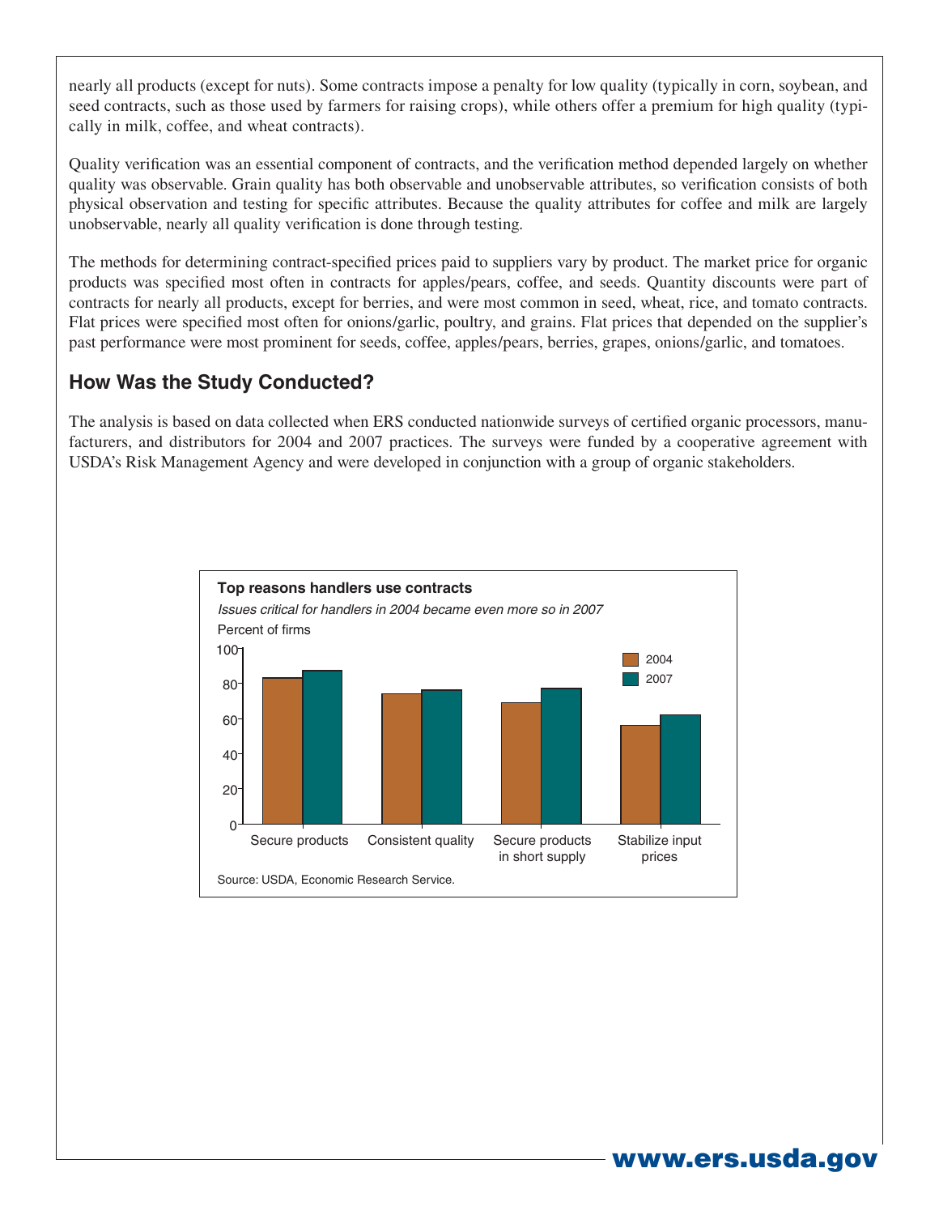nearly all products (except for nuts). Some contracts impose a penalty for low quality (typically in corn, soybean, and seed contracts, such as those used by farmers for raising crops), while others offer a premium for high quality (typically in milk, coffee, and wheat contracts).

Quality verification was an essential component of contracts, and the verification method depended largely on whether quality was observable. Grain quality has both observable and unobservable attributes, so verification consists of both physical observation and testing for specific attributes. Because the quality attributes for coffee and milk are largely unobservable, nearly all quality verification is done through testing.

The methods for determining contract-specified prices paid to suppliers vary by product. The market price for organic products was specified most often in contracts for apples/pears, coffee, and seeds. Quantity discounts were part of contracts for nearly all products, except for berries, and were most common in seed, wheat, rice, and tomato contracts. Flat prices were specified most often for onions/garlic, poultry, and grains. Flat prices that depended on the supplier's past performance were most prominent for seeds, coffee, apples/pears, berries, grapes, onions/garlic, and tomatoes.

## How Was the Study Conducted?

The analysis is based on data collected when ERS conducted nationwide surveys of certified organic processors, manufacturers, and distributors for 2004 and 2007 practices. The surveys were funded by a cooperative agreement with USDA's Risk Management Agency and were developed in conjunction with a group of organic stakeholders.

**Top reasons handlers use contracts**

*Issues critical for handlers in 2004 became even more so in 2007*

Percent of firms

100
80
60
40
20
0

2004
2007

Secure products
Consistent quality
Secure products in short supply
Stabilize input prices

Source: USDA, Economic Research Service.